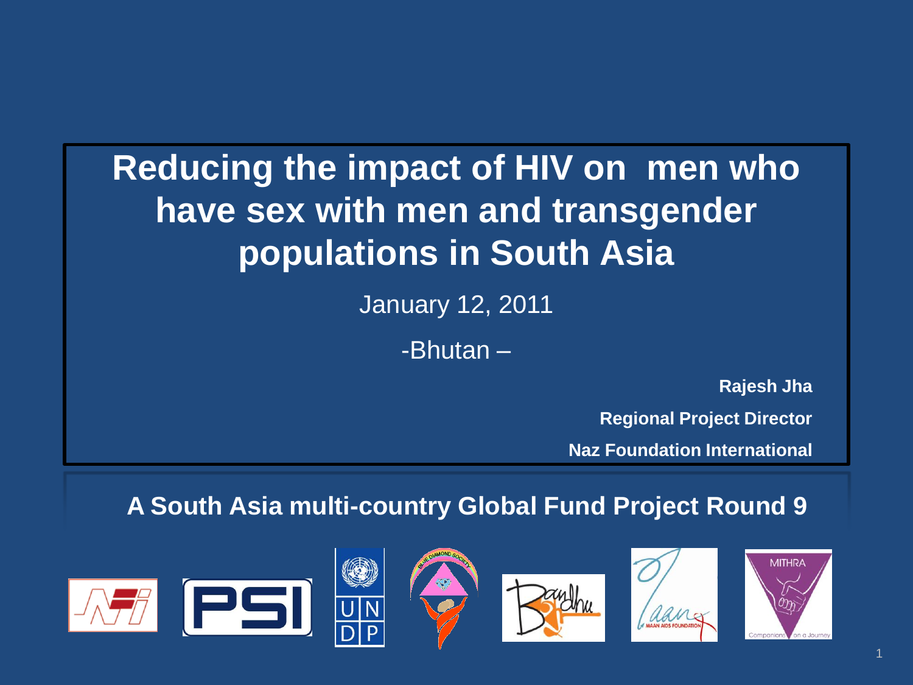# Reducing the impact of HIV on men who have sex with men and transgender populations in South Asia

January 12, 2011

-Bhutan –

**Rajesh Jha**

**Regional Project Director**

**Naz Foundation International**

**A South Asia multi-country Global Fund Project Round 9**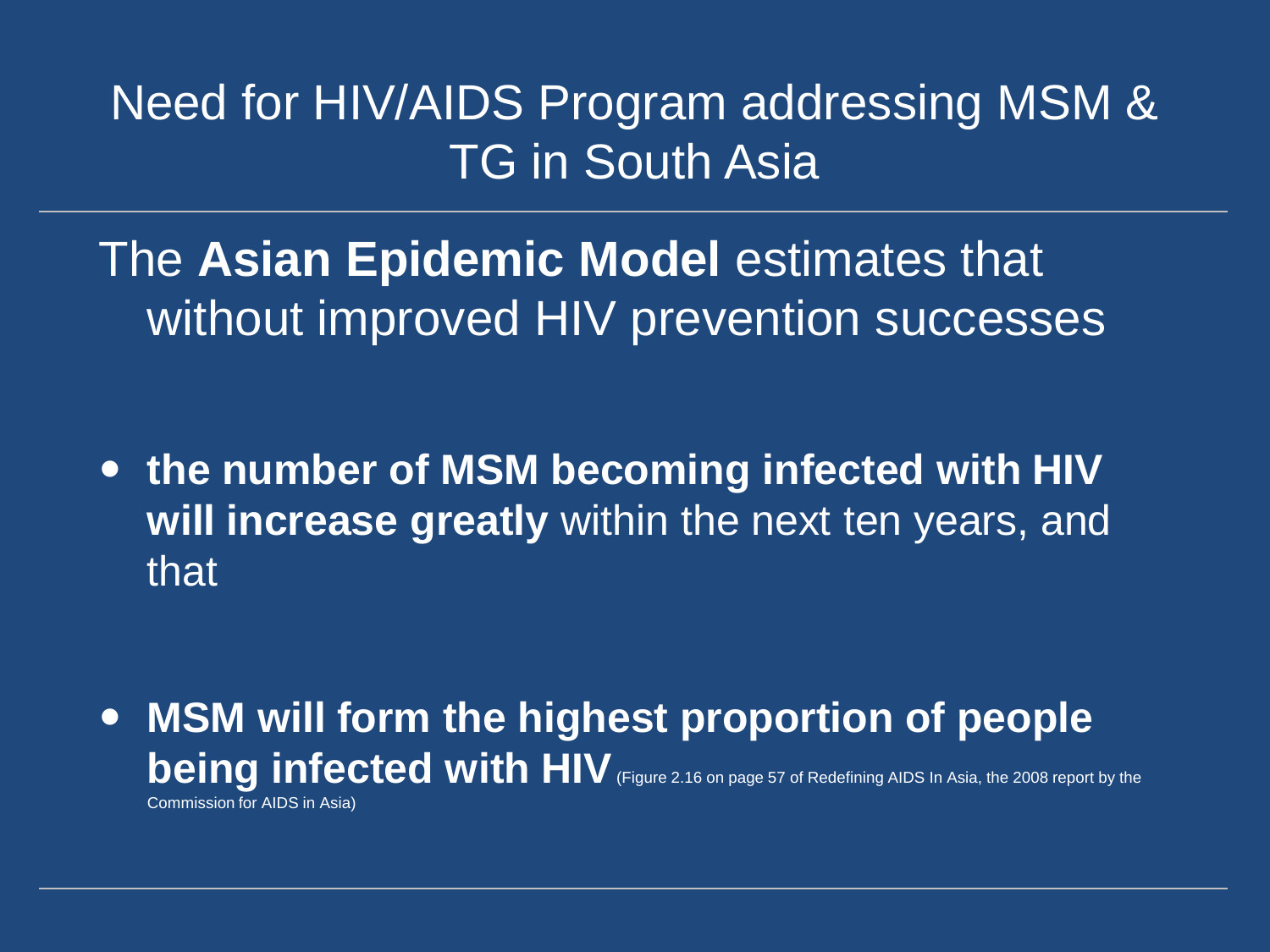# Need for HIV/AIDS Program addressing MSM & TG in South Asia

The **Asian Epidemic Model** estimates that without improved HIV prevention successes

- **the number of MSM becoming infected with HIV will increase greatly** within the next ten years, and that

- **MSM will form the highest proportion of people being infected with HIV** (Figure 2.16 on page 57 of Redefining AIDS In Asia, the 2008 report by the Commission for AIDS in Asia)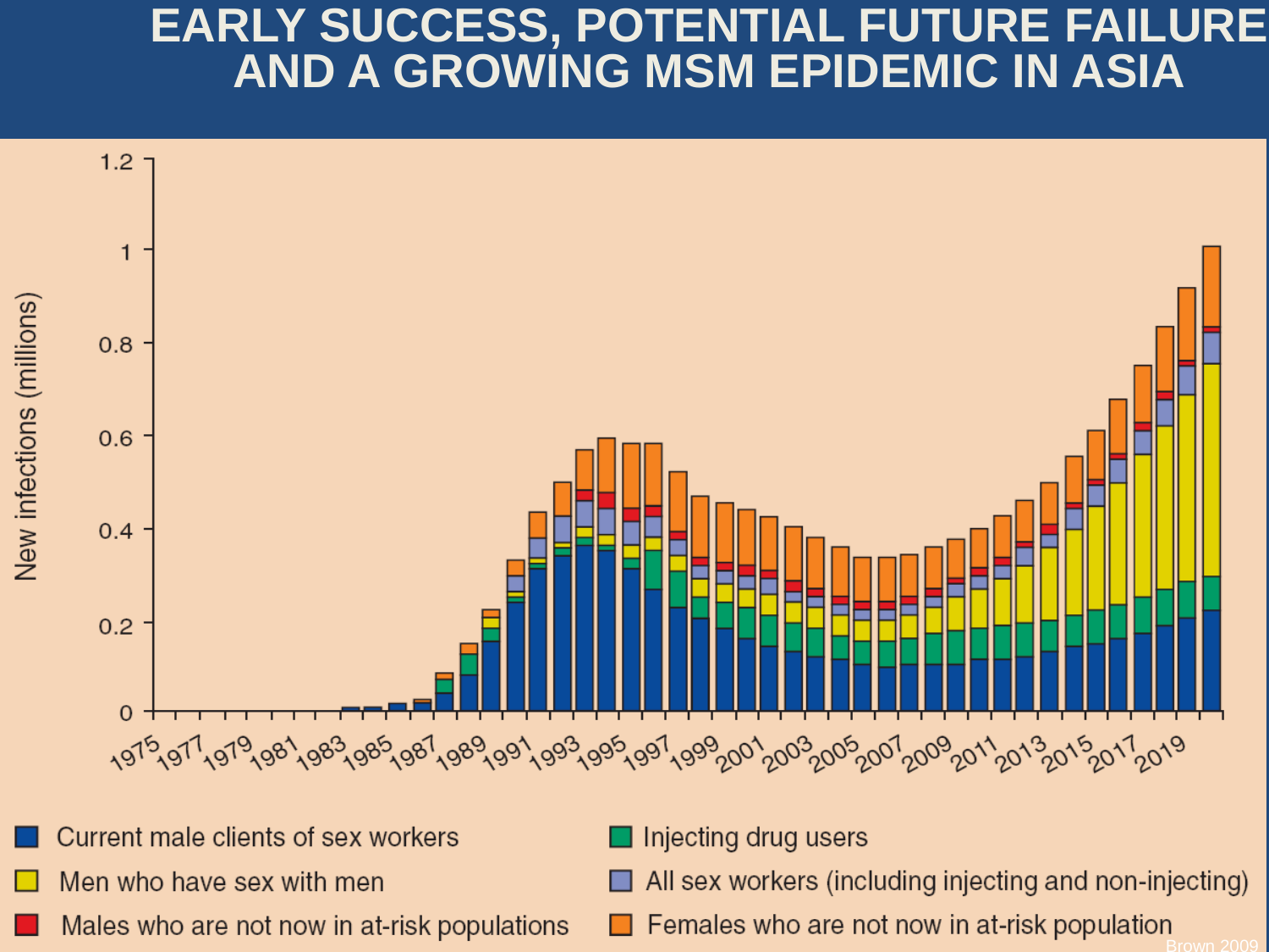# EARLY SUCCESS, POTENTIAL FUTURE FAILURE AND A GROWING MSM EPIDEMIC IN ASIA

New infections (millions)

- Current male clients of sex workers
- Men who have sex with men
- Males who are not now in at-risk populations
- Injecting drug users
- All sex workers (including injecting and non-injecting)
- Females who are not now in at-risk population

Brown 2009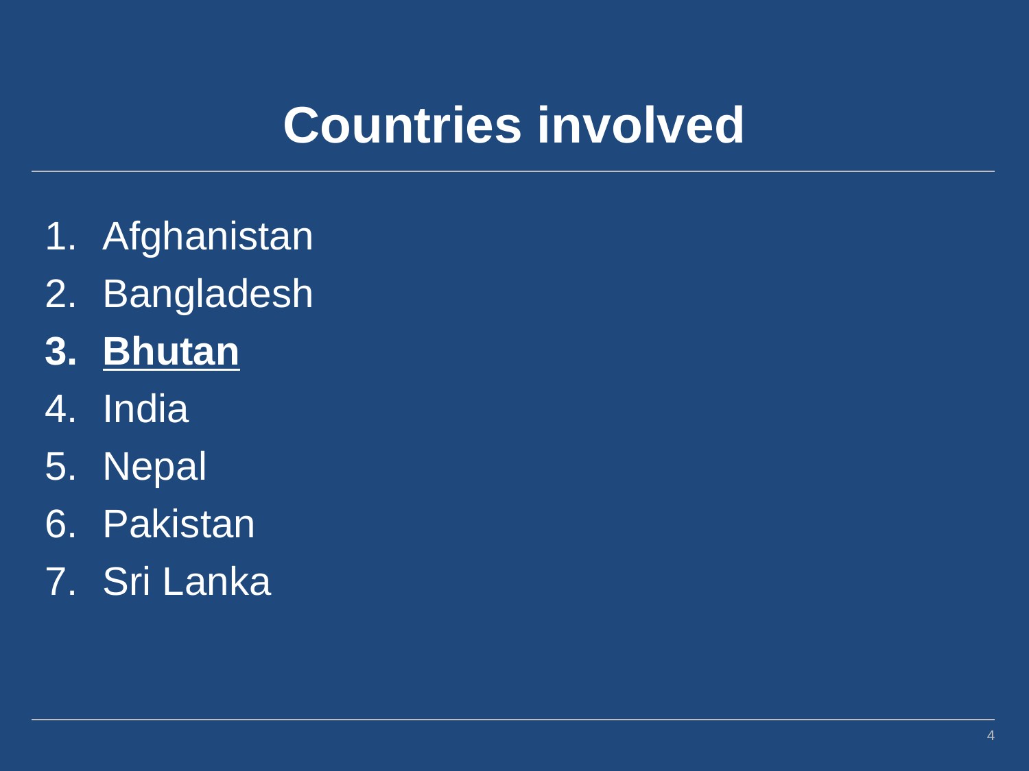# Countries involved

1. Afghanistan
2. Bangladesh
3. **<u>Bhutan</u>**
4. India
5. Nepal
6. Pakistan
7. Sri Lanka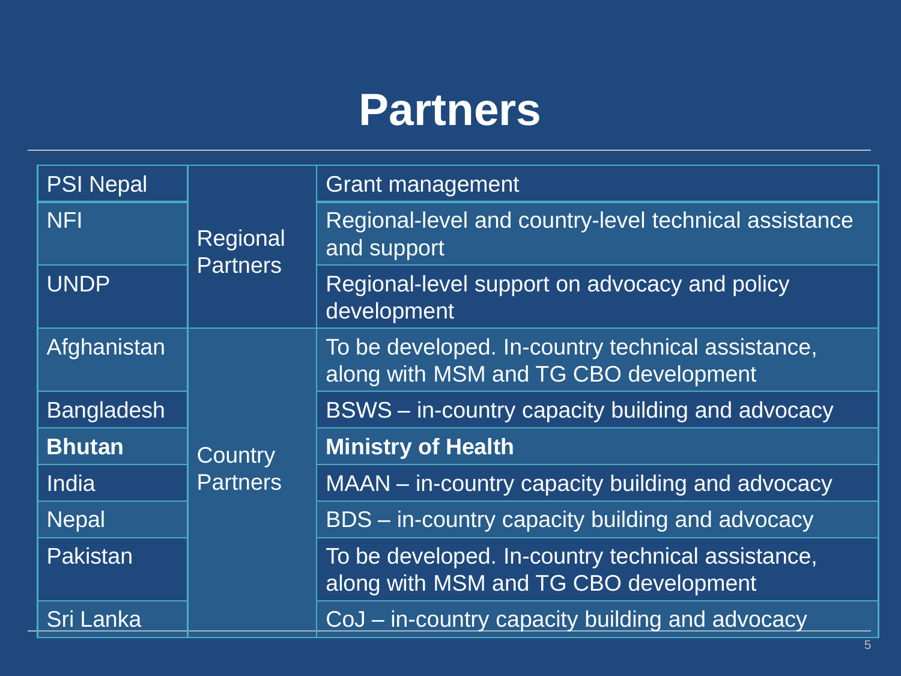# Partners

| | | |
|---|---|---|
| PSI Nepal | Regional Partners | Grant management |
| NFI | | Regional-level and country-level technical assistance and support |
| UNDP | | Regional-level support on advocacy and policy development |
| Afghanistan | Country Partners | To be developed. In-country technical assistance, along with MSM and TG CBO development |
| Bangladesh | | BSWS – in-country capacity building and advocacy |
| **Bhutan** | | **Ministry of Health** |
| India | | MAAN – in-country capacity building and advocacy |
| Nepal | | BDS – in-country capacity building and advocacy |
| Pakistan | | To be developed. In-country technical assistance, along with MSM and TG CBO development |
| Sri Lanka | | CoJ – in-country capacity building and advocacy |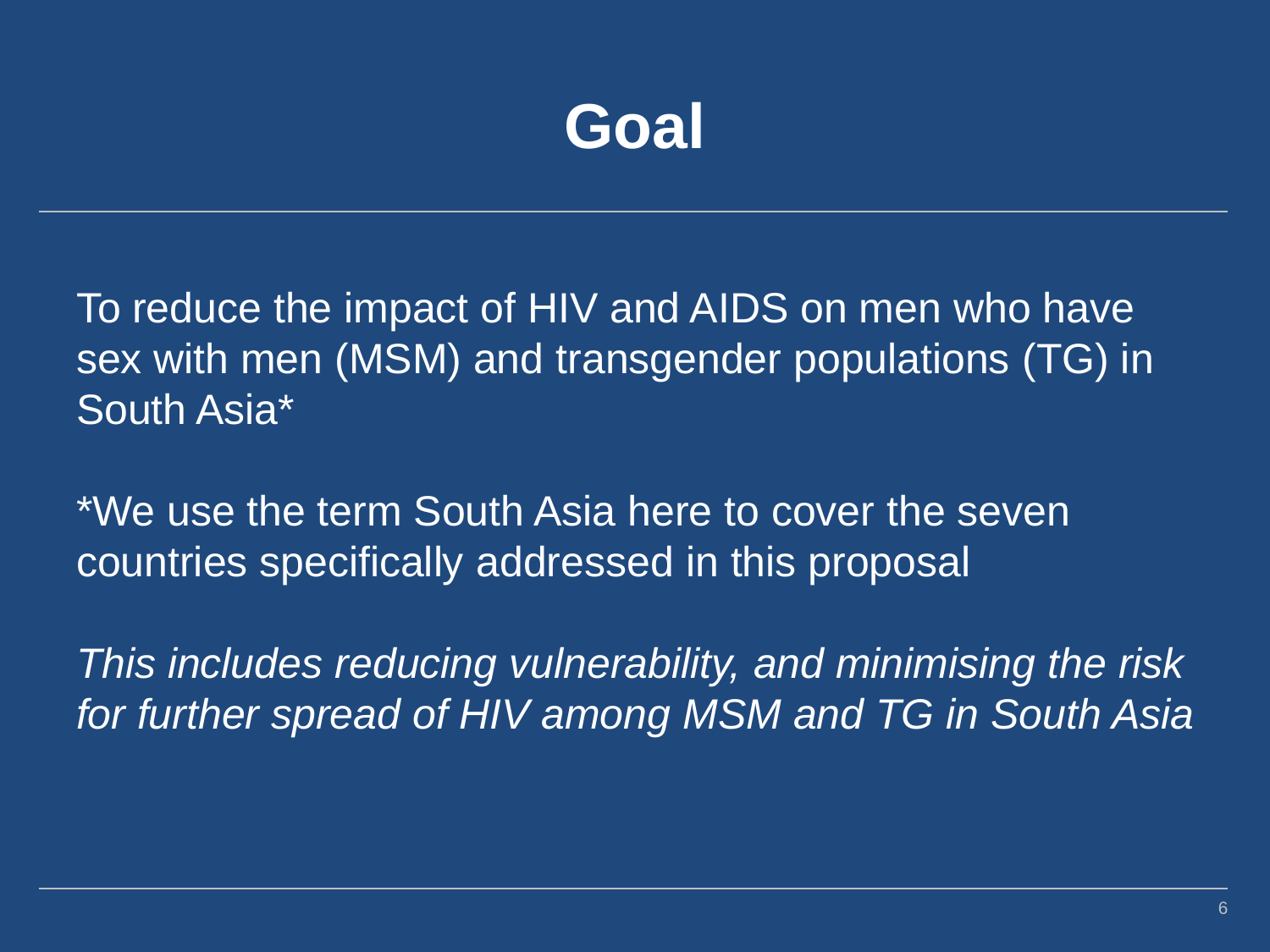# Goal

To reduce the impact of HIV and AIDS on men who have sex with men (MSM) and transgender populations (TG) in South Asia*

*We use the term South Asia here to cover the seven countries specifically addressed in this proposal

*This includes reducing vulnerability, and minimising the risk for further spread of HIV among MSM and TG in South Asia*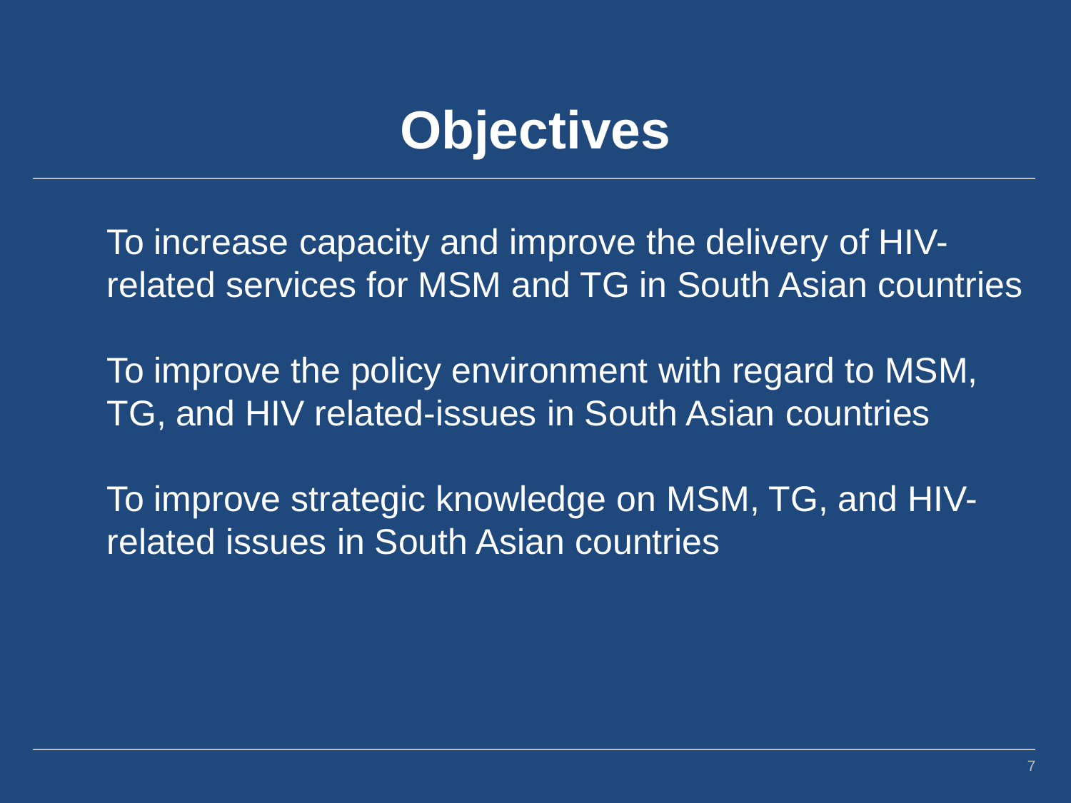# Objectives

To increase capacity and improve the delivery of HIV-related services for MSM and TG in South Asian countries

To improve the policy environment with regard to MSM, TG, and HIV related-issues in South Asian countries

To improve strategic knowledge on MSM, TG, and HIV-related issues in South Asian countries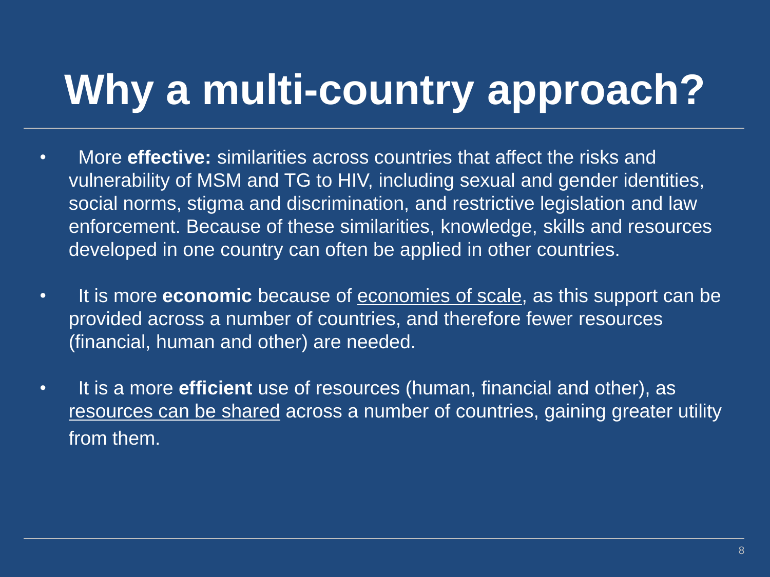# Why a multi-country approach?

- More **effective:** similarities across countries that affect the risks and vulnerability of MSM and TG to HIV, including sexual and gender identities, social norms, stigma and discrimination, and restrictive legislation and law enforcement. Because of these similarities, knowledge, skills and resources developed in one country can often be applied in other countries.

- It is more **economic** because of <u>economies of scale</u>, as this support can be provided across a number of countries, and therefore fewer resources (financial, human and other) are needed.

- It is a more **efficient** use of resources (human, financial and other), as <u>resources can be shared</u> across a number of countries, gaining greater utility from them.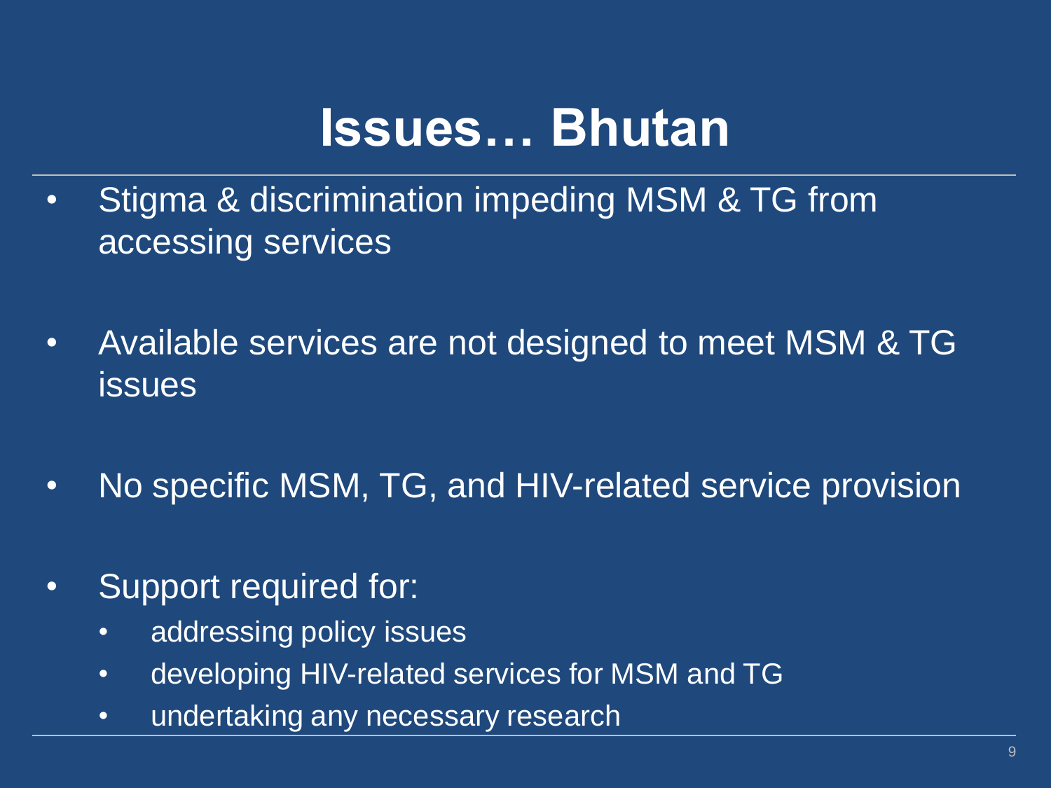# Issues… Bhutan

- Stigma & discrimination impeding MSM & TG from accessing services
- Available services are not designed to meet MSM & TG issues
- No specific MSM, TG, and HIV-related service provision
- Support required for:
  - addressing policy issues
  - developing HIV-related services for MSM and TG
  - undertaking any necessary research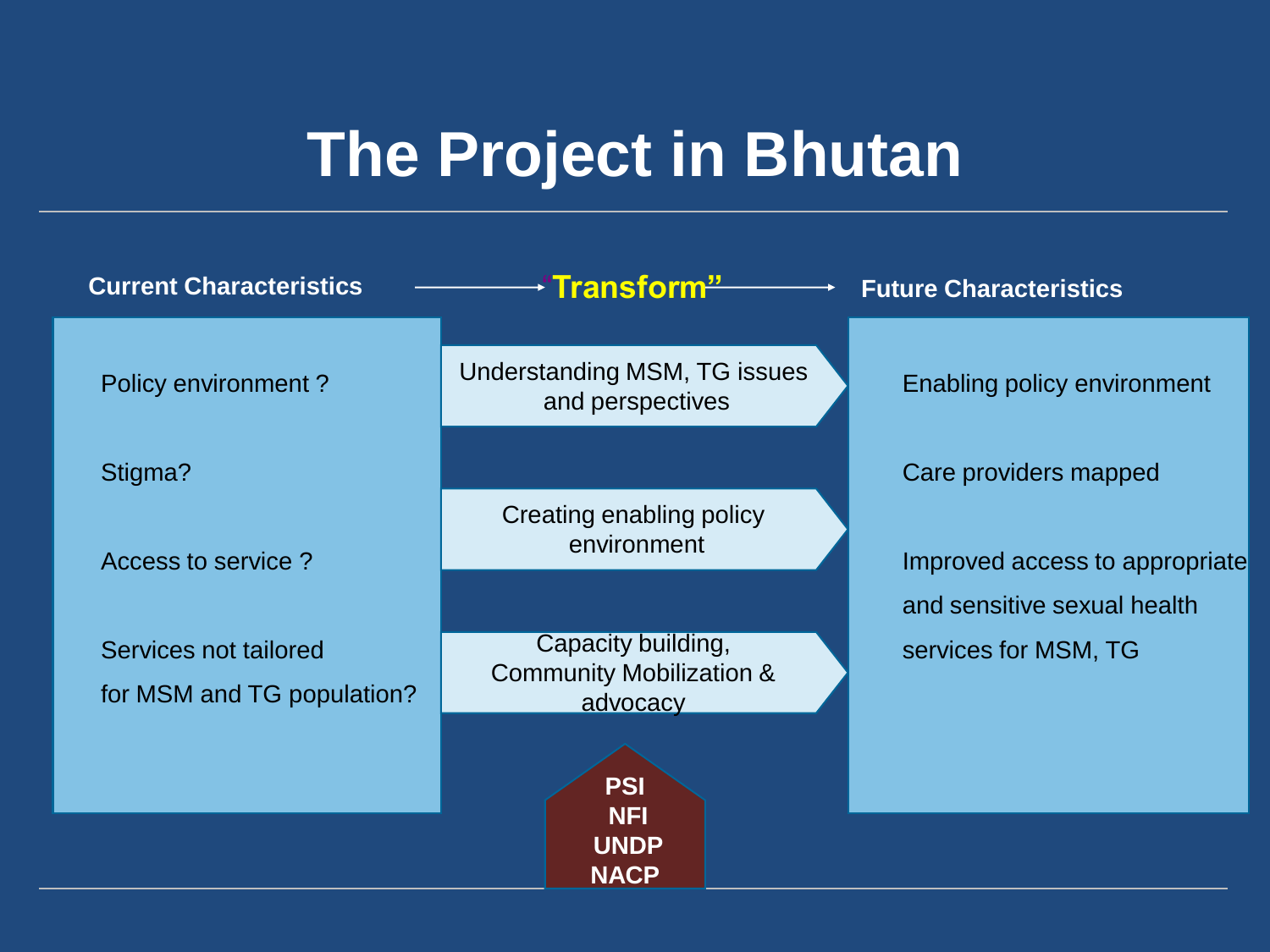# The Project in Bhutan

**Current Characteristics** → **"Transform"** → **Future Characteristics**

| Current Characteristics | "Transform" | Future Characteristics |
| --- | --- | --- |
| Policy environment ? | Understanding MSM, TG issues and perspectives | Enabling policy environment |
| Stigma? | | Care providers mapped |
| Access to service ? | Creating enabling policy environment | Improved access to appropriate and sensitive sexual health services for MSM, TG |
| Services not tailored for MSM and TG population? | Capacity building, Community Mobilization & advocacy | |

**PSI**
**NFI**
**UNDP**
**NACP**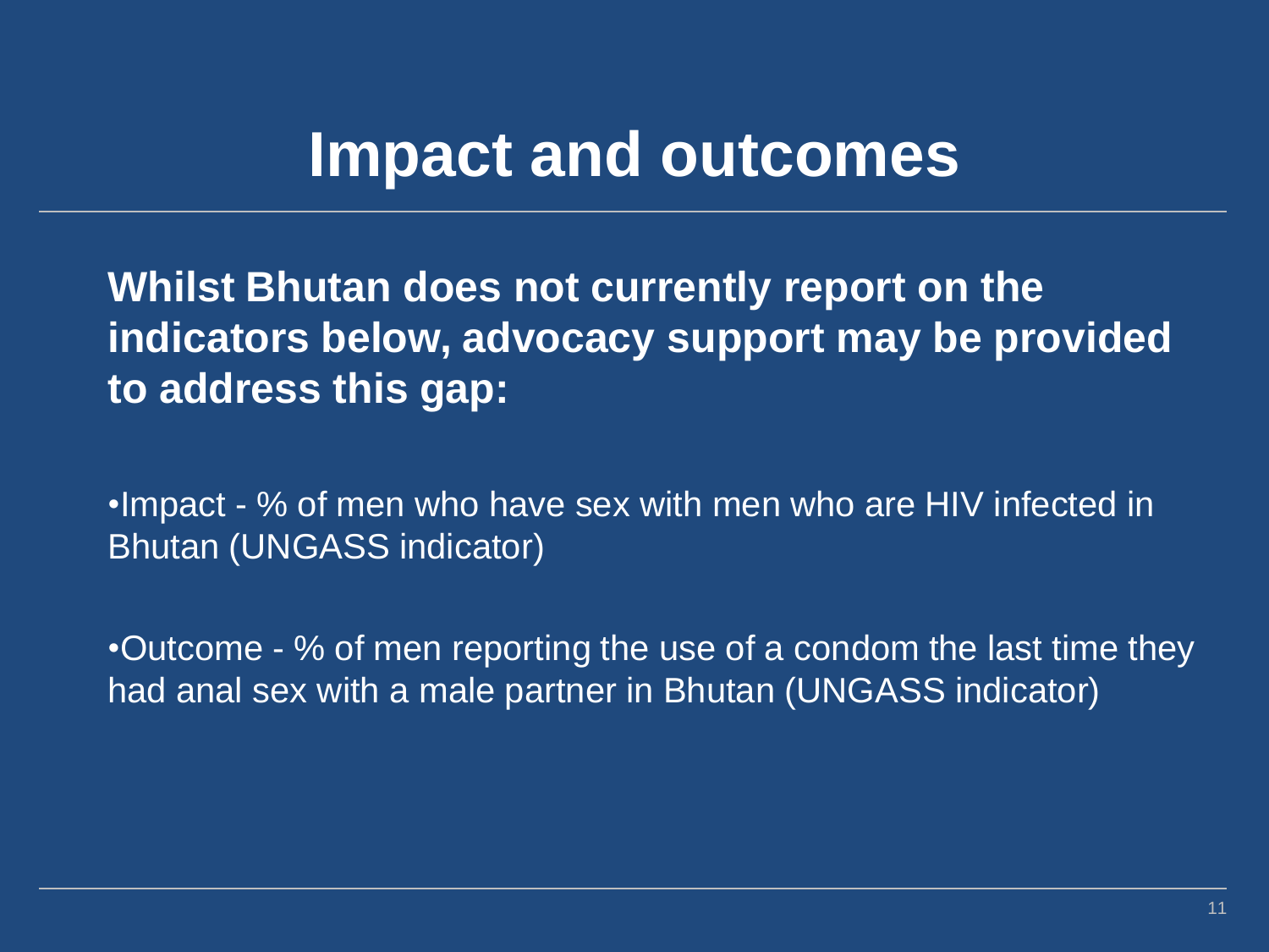# Impact and outcomes

**Whilst Bhutan does not currently report on the indicators below, advocacy support may be provided to address this gap:**

- Impact - % of men who have sex with men who are HIV infected in Bhutan (UNGASS indicator)

- Outcome - % of men reporting the use of a condom the last time they had anal sex with a male partner in Bhutan (UNGASS indicator)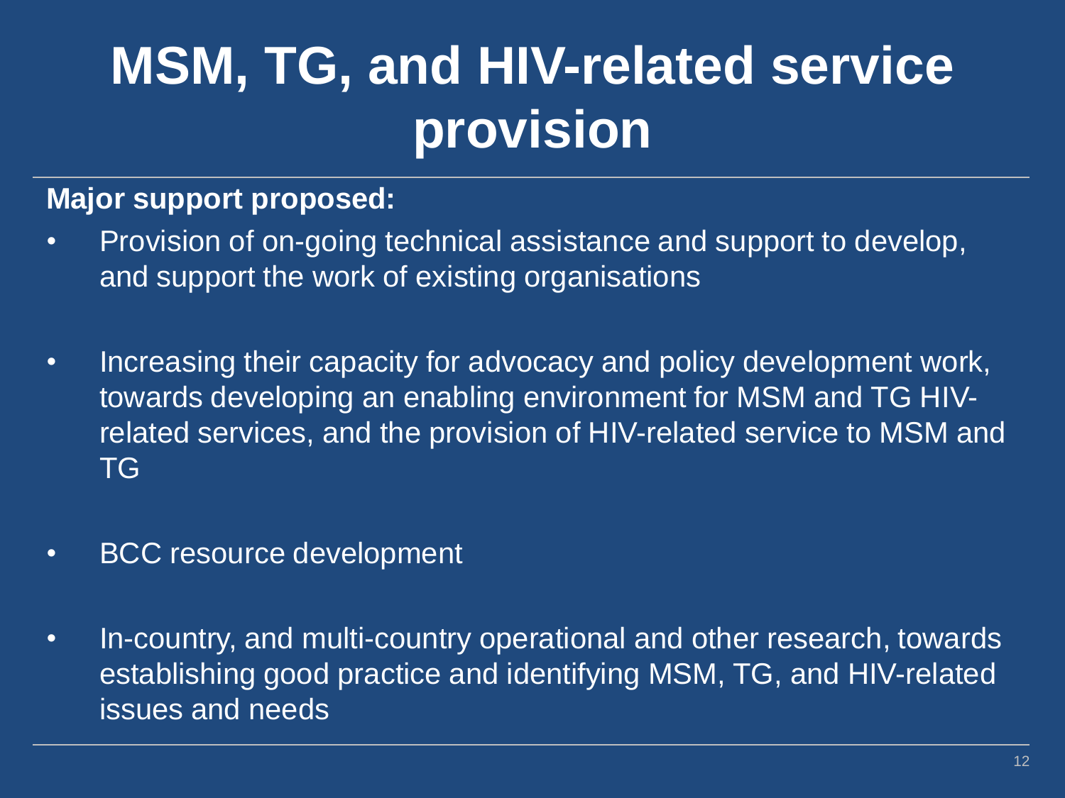# MSM, TG, and HIV-related service provision

**Major support proposed:**

- Provision of on-going technical assistance and support to develop, and support the work of existing organisations
- Increasing their capacity for advocacy and policy development work, towards developing an enabling environment for MSM and TG HIV-related services, and the provision of HIV-related service to MSM and TG
- BCC resource development
- In-country, and multi-country operational and other research, towards establishing good practice and identifying MSM, TG, and HIV-related issues and needs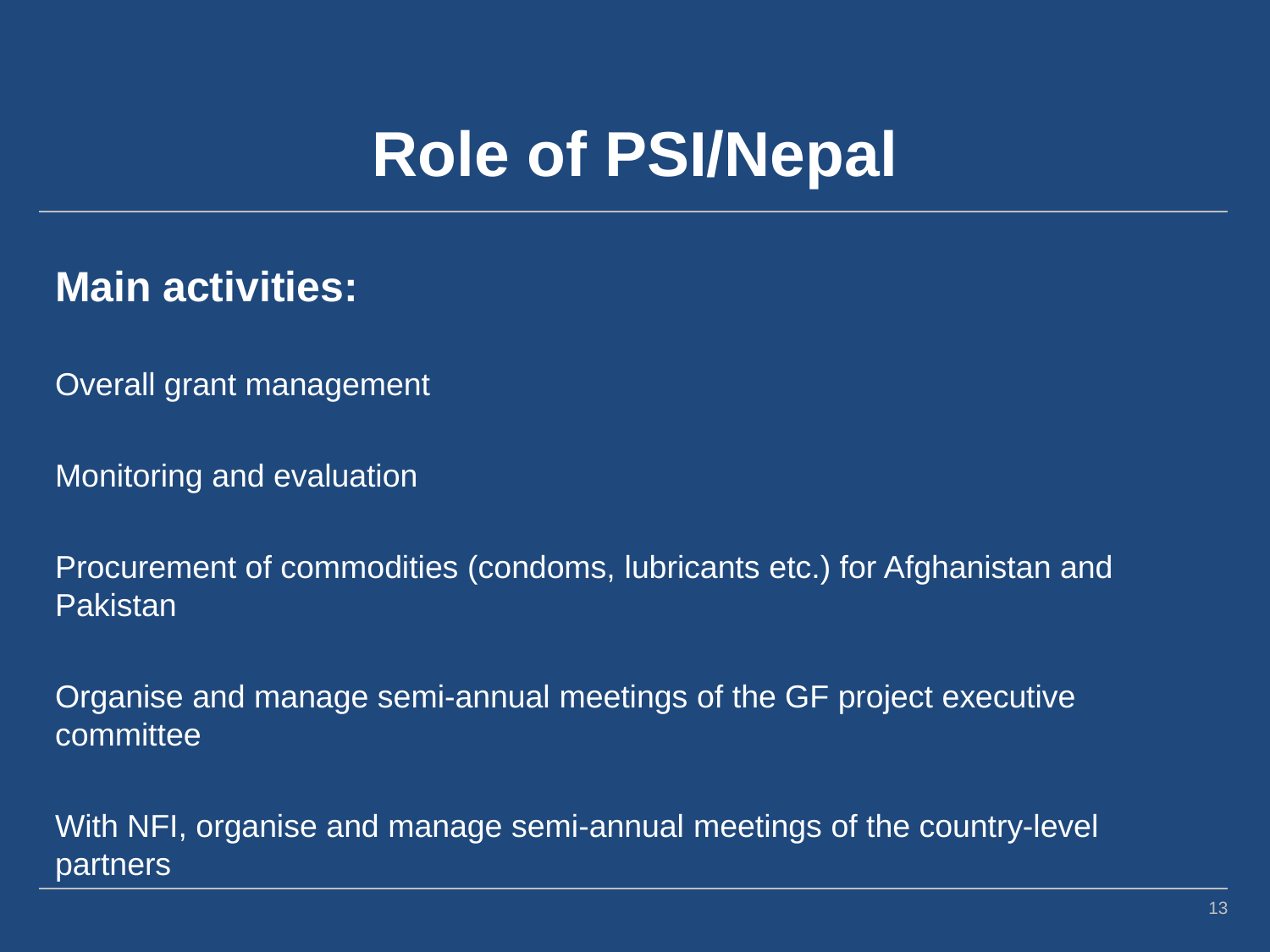# Role of PSI/Nepal

**Main activities:**

Overall grant management

Monitoring and evaluation

Procurement of commodities (condoms, lubricants etc.) for Afghanistan and Pakistan

Organise and manage semi-annual meetings of the GF project executive committee

With NFI, organise and manage semi-annual meetings of the country-level partners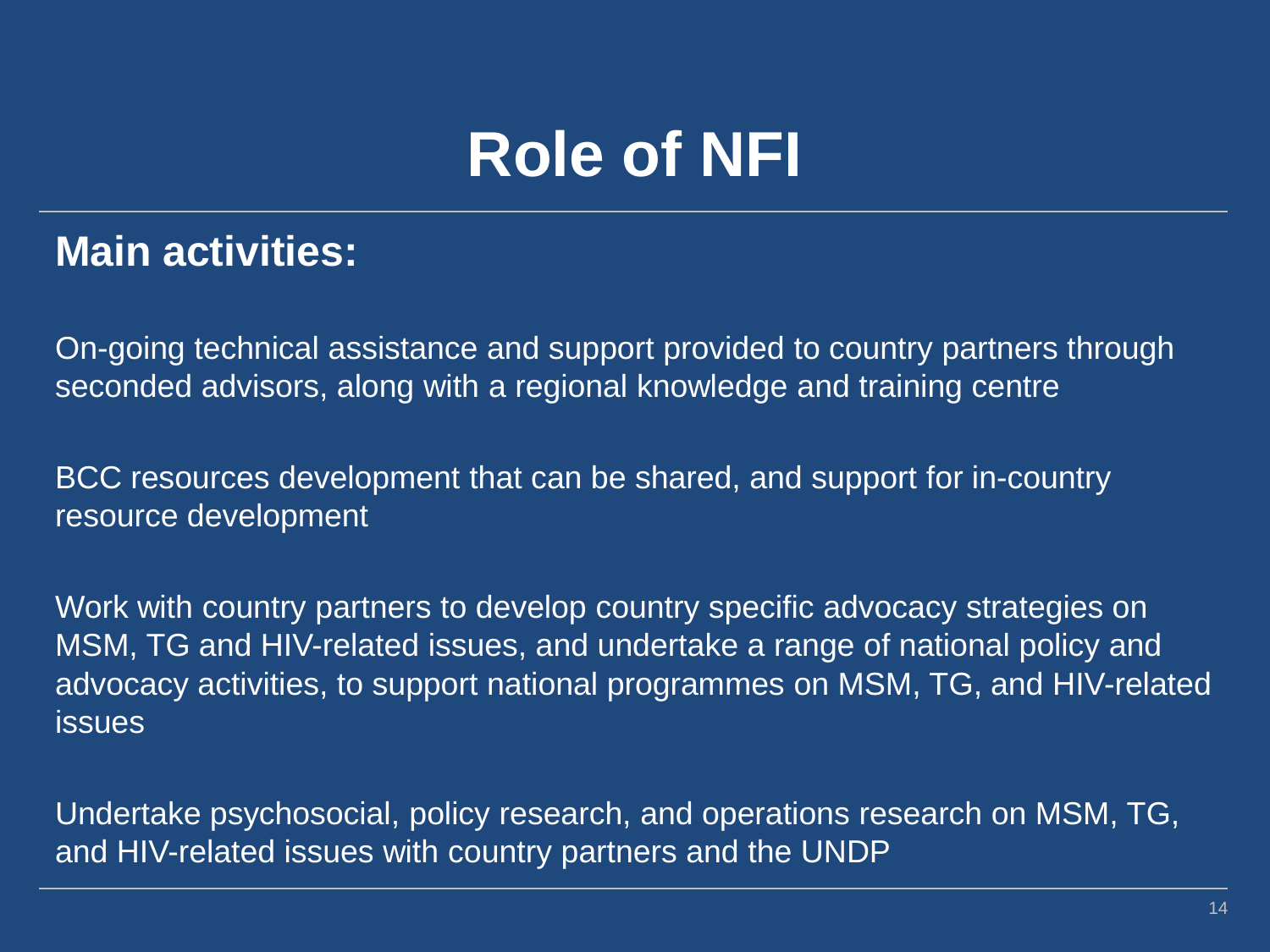# Role of NFI

## Main activities:

On-going technical assistance and support provided to country partners through seconded advisors, along with a regional knowledge and training centre

BCC resources development that can be shared, and support for in-country resource development

Work with country partners to develop country specific advocacy strategies on MSM, TG and HIV-related issues, and undertake a range of national policy and advocacy activities, to support national programmes on MSM, TG, and HIV-related issues

Undertake psychosocial, policy research, and operations research on MSM, TG, and HIV-related issues with country partners and the UNDP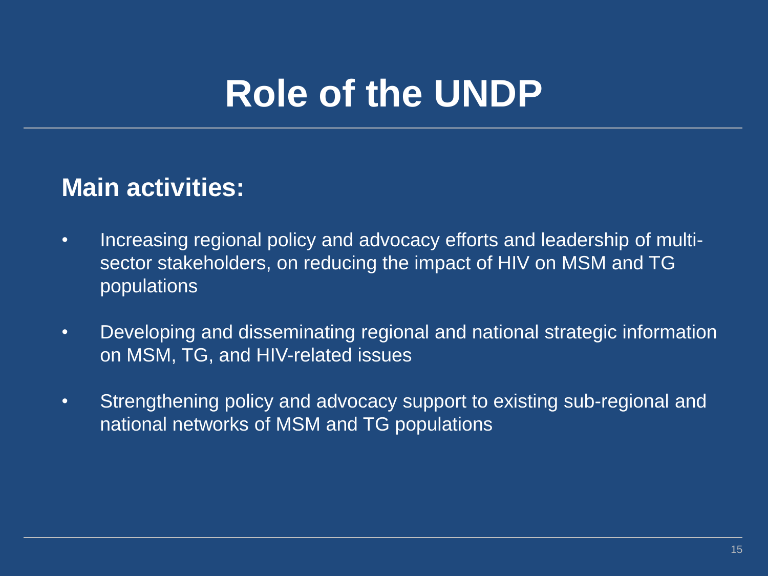# Role of the UNDP

## Main activities:

- Increasing regional policy and advocacy efforts and leadership of multi-sector stakeholders, on reducing the impact of HIV on MSM and TG populations
- Developing and disseminating regional and national strategic information on MSM, TG, and HIV-related issues
- Strengthening policy and advocacy support to existing sub-regional and national networks of MSM and TG populations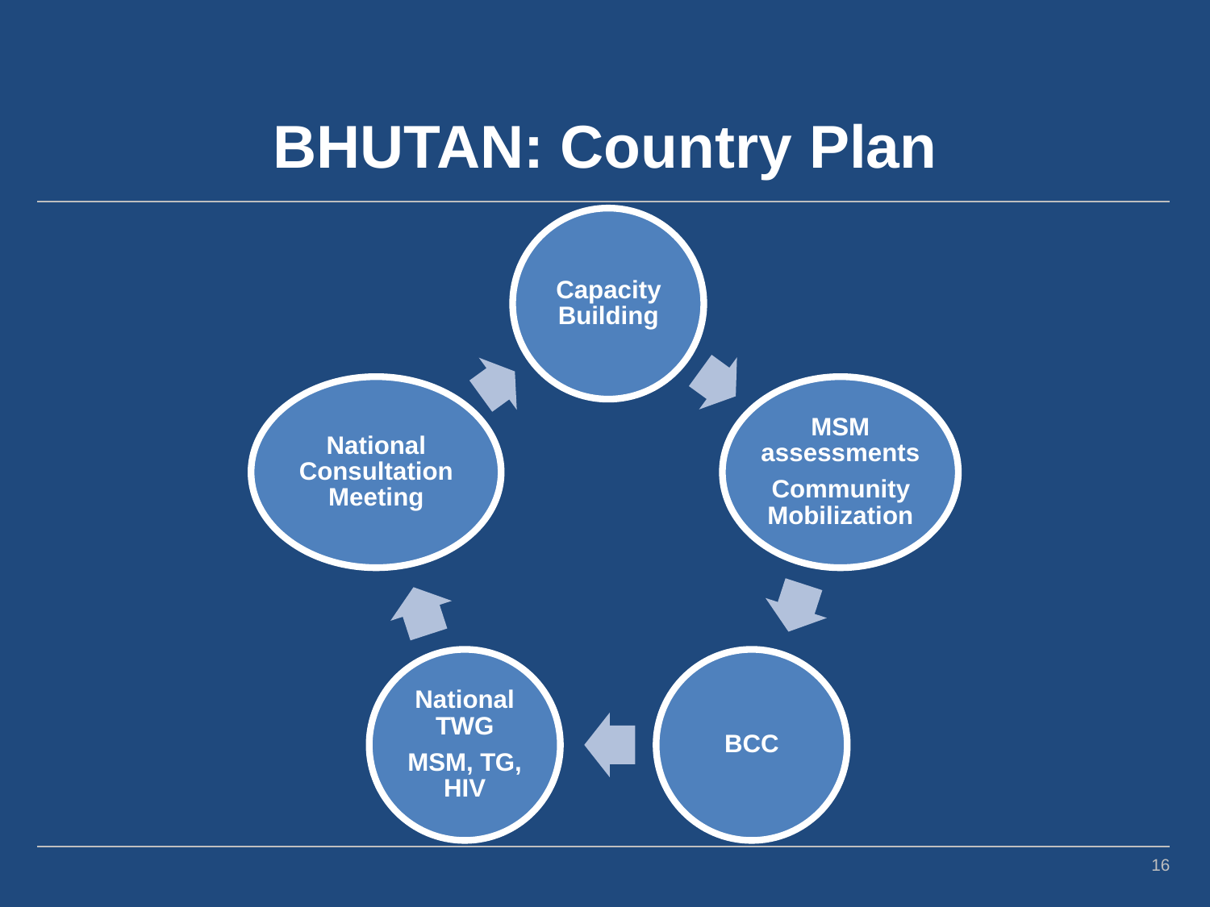# BHUTAN: Country Plan

- **Capacity Building**
- **MSM assessments**
  **Community Mobilization**
- **BCC**
- **National TWG**
  **MSM, TG, HIV**
- **National Consultation Meeting**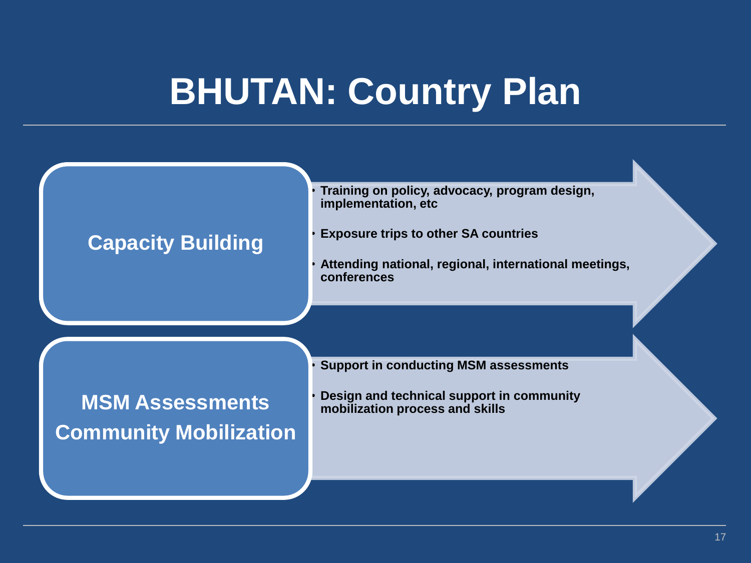# BHUTAN: Country Plan

## Capacity Building

- Training on policy, advocacy, program design, implementation, etc
- Exposure trips to other SA countries
- Attending national, regional, international meetings, conferences

## MSM Assessments Community Mobilization

- Support in conducting MSM assessments
- Design and technical support in community mobilization process and skills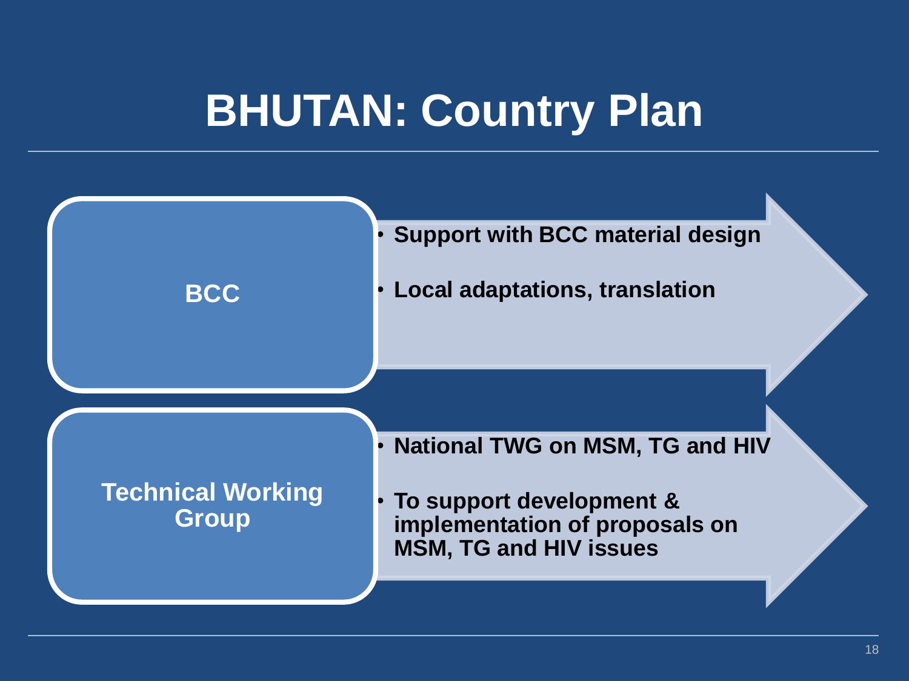# BHUTAN: Country Plan

**BCC**

- **Support with BCC material design**
- **Local adaptations, translation**

**Technical Working Group**

- **National TWG on MSM, TG and HIV**
- **To support development & implementation of proposals on MSM, TG and HIV issues**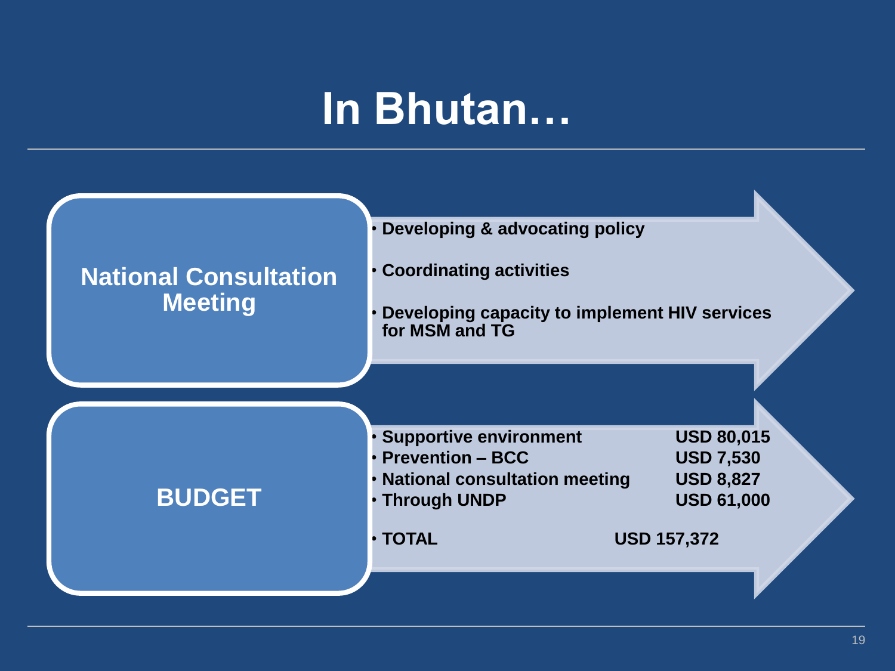# In Bhutan…

## National Consultation Meeting

- Developing & advocating policy
- Coordinating activities
- Developing capacity to implement HIV services for MSM and TG

## BUDGET

| Item | Amount |
|---|---|
| Supportive environment | USD 80,015 |
| Prevention – BCC | USD 7,530 |
| National consultation meeting | USD 8,827 |
| Through UNDP | USD 61,000 |
| TOTAL | USD 157,372 |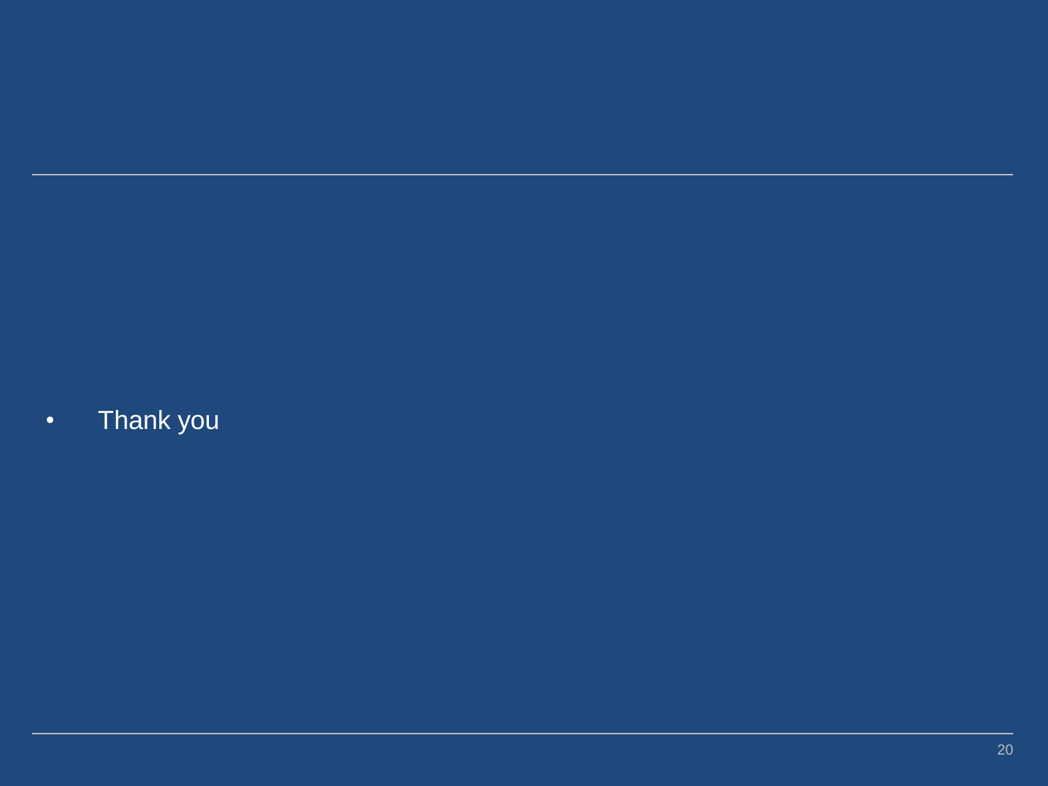- Thank you